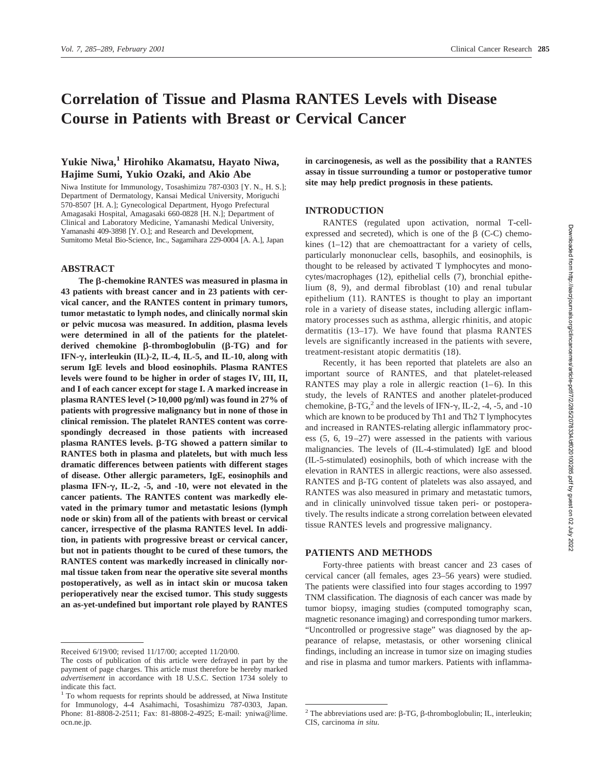# Correlation of Tissue and Plasma RANTES Levels with Disease Course in Patients with Breast or Cervical Cancer

**Yukie Niwa,[1] Hirohiko Akamatsu, Hayato Niwa, Hajime Sumi, Yukio Ozaki, and Akio Abe**

Niwa Institute for Immunology, Tosashimizu 787-0303 [Y. N., H. S.]; Department of Dermatology, Kansai Medical University, Moriguchi 570-8507 [H. A.]; Gynecological Department, Hyogo Prefectural Amagasaki Hospital, Amagasaki 660-0828 [H. N.]; Department of Clinical and Laboratory Medicine, Yamanashi Medical University, Yamanashi 409-3898 [Y. O.]; and Research and Development, Sumitomo Metal Bio-Science, Inc., Sagamihara 229-0004 [A. A.], Japan

## ABSTRACT

**The β-chemokine RANTES was measured in plasma in 43 patients with breast cancer and in 23 patients with cervical cancer, and the RANTES content in primary tumors, tumor metastatic to lymph nodes, and clinically normal skin or pelvic mucosa was measured. In addition, plasma levels were determined in all of the patients for the platelet-derived chemokine β-thromboglobulin (β-TG) and for IFN-γ, interleukin (IL)-2, IL-4, IL-5, and IL-10, along with serum IgE levels and blood eosinophils. Plasma RANTES levels were found to be higher in order of stages IV, III, II, and I of each cancer except for stage I. A marked increase in plasma RANTES level (>10,000 pg/ml) was found in 27% of patients with progressive malignancy but in none of those in clinical remission. The platelet RANTES content was correspondingly decreased in those patients with increased plasma RANTES levels. β-TG showed a pattern similar to RANTES both in plasma and platelets, but with much less dramatic differences between patients with different stages of disease. Other allergic parameters, IgE, eosinophils and plasma IFN-γ, IL-2, -5, and -10, were not elevated in the cancer patients. The RANTES content was markedly elevated in the primary tumor and metastatic lesions (lymph node or skin) from all of the patients with breast or cervical cancer, irrespective of the plasma RANTES level. In addition, in patients with progressive breast or cervical cancer, but not in patients thought to be cured of these tumors, the RANTES content was markedly increased in clinically normal tissue taken from near the operative site several months postoperatively, as well as in intact skin or mucosa taken perioperatively near the excised tumor. This study suggests an as-yet-undefined but important role played by RANTES in carcinogenesis, as well as the possibility that a RANTES assay in tissue surrounding a tumor or postoperative tumor site may help predict prognosis in these patients.**

## INTRODUCTION

RANTES (regulated upon activation, normal T-cell-expressed and secreted), which is one of the β (C-C) chemokines (1–12) that are chemoattractant for a variety of cells, particularly mononuclear cells, basophils, and eosinophils, is thought to be released by activated T lymphocytes and monocytes/macrophages (12), epithelial cells (7), bronchial epithelium (8, 9), and dermal fibroblast (10) and renal tubular epithelium (11). RANTES is thought to play an important role in a variety of disease states, including allergic inflammatory processes such as asthma, allergic rhinitis, and atopic dermatitis (13–17). We have found that plasma RANTES levels are significantly increased in the patients with severe, treatment-resistant atopic dermatitis (18).

Recently, it has been reported that platelets are also an important source of RANTES, and that platelet-released RANTES may play a role in allergic reaction (1–6). In this study, the levels of RANTES and another platelet-produced chemokine, β-TG,[2] and the levels of IFN-γ, IL-2, -4, -5, and -10 which are known to be produced by Th1 and Th2 T lymphocytes and increased in RANTES-relating allergic inflammatory process (5, 6, 19–27) were assessed in the patients with various malignancies. The levels of (IL-4-stimulated) IgE and blood (IL-5-stimulated) eosinophils, both of which increase with the elevation in RANTES in allergic reactions, were also assessed. RANTES and β-TG content of platelets was also assayed, and RANTES was also measured in primary and metastatic tumors, and in clinically uninvolved tissue taken peri- or postoperatively. The results indicate a strong correlation between elevated tissue RANTES levels and progressive malignancy.

## PATIENTS AND METHODS

Forty-three patients with breast cancer and 23 cases of cervical cancer (all females, ages 23–56 years) were studied. The patients were classified into four stages according to 1997 TNM classification. The diagnosis of each cancer was made by tumor biopsy, imaging studies (computed tomography scan, magnetic resonance imaging) and corresponding tumor markers. "Uncontrolled or progressive stage" was diagnosed by the appearance of relapse, metastasis, or other worsening clinical findings, including an increase in tumor size on imaging studies and rise in plasma and tumor markers. Patients with inflamma-

---

Received 6/19/00; revised 11/17/00; accepted 11/20/00.

The costs of publication of this article were defrayed in part by the payment of page charges. This article must therefore be hereby marked *advertisement* in accordance with 18 U.S.C. Section 1734 solely to indicate this fact.

[1] To whom requests for reprints should be addressed, at Niwa Institute for Immunology, 4-4 Asahimachi, Tosashimizu 787-0303, Japan. Phone: 81-8808-2-2511; Fax: 81-8808-2-4925; E-mail: yniwa@lime.ocn.ne.jp.

[2] The abbreviations used are: β-TG, β-thromboglobulin; IL, interleukin; CIS, carcinoma *in situ*.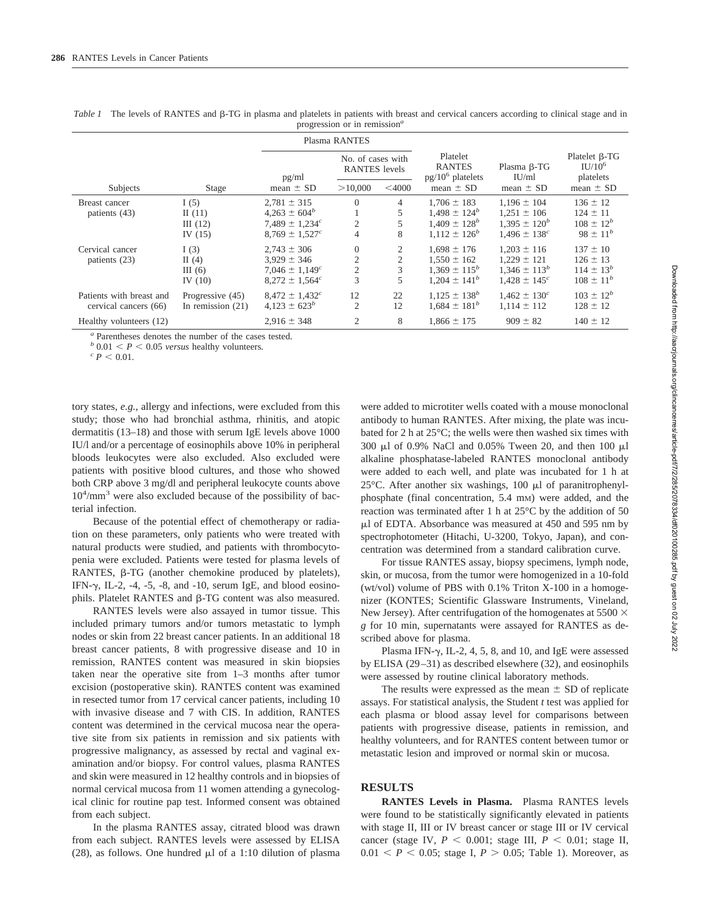*Table 1* The levels of RANTES and β-TG in plasma and platelets in patients with breast and cervical cancers according to clinical stage and in progression or in remission[a]

| Subjects | Stage | Plasma RANTES pg/ml mean ± SD | No. of cases with RANTES levels >10,000 | <4000 | Platelet RANTES pg/$10^6$ platelets mean ± SD | Plasma β-TG IU/ml mean ± SD | Platelet β-TG IU/$10^6$ platelets mean ± SD |
|---|---|---|---|---|---|---|---|
| Breast cancer patients (43) | I (5) | 2,781 ± 315 | 0 | 4 | 1,706 ± 183 | 1,196 ± 104 | 136 ± 12 |
| | II (11) | 4,263 ± 604[b] | 1 | 5 | 1,498 ± 124[b] | 1,251 ± 106 | 124 ± 11 |
| | III (12) | 7,489 ± 1,234[c] | 2 | 5 | 1,409 ± 128[b] | 1,395 ± 120[b] | 108 ± 12[b] |
| | IV (15) | 8,769 ± 1,527[c] | 4 | 8 | 1,112 ± 126[b] | 1,496 ± 138[c] | 98 ± 11[b] |
| Cervical cancer patients (23) | I (3) | 2,743 ± 306 | 0 | 2 | 1,698 ± 176 | 1,203 ± 116 | 137 ± 10 |
| | II (4) | 3,929 ± 346 | 2 | 2 | 1,550 ± 162 | 1,229 ± 121 | 126 ± 13 |
| | III (6) | 7,046 ± 1,149[c] | 2 | 3 | 1,369 ± 115[b] | 1,346 ± 113[b] | 114 ± 13[b] |
| | IV (10) | 8,272 ± 1,564[c] | 3 | 5 | 1,204 ± 141[b] | 1,428 ± 145[c] | 108 ± 11[b] |
| Patients with breast and cervical cancers (66) | Progressive (45) | 8,472 ± 1,432[c] | 12 | 22 | 1,125 ± 138[b] | 1,462 ± 130[c] | 103 ± 12[b] |
| | In remission (21) | 4,123 ± 623[b] | 2 | 12 | 1,684 ± 181[b] | 1,114 ± 112 | 128 ± 12 |
| Healthy volunteers (12) | | 2,916 ± 348 | 2 | 8 | 1,866 ± 175 | 909 ± 82 | 140 ± 12 |

[a] Parentheses denotes the number of the cases tested.
[b] $0.01 < P < 0.05$ *versus* healthy volunteers.
[c] $P < 0.01$.

tory states, *e.g.*, allergy and infections, were excluded from this study; those who had bronchial asthma, rhinitis, and atopic dermatitis (13–18) and those with serum IgE levels above 1000 IU/l and/or a percentage of eosinophils above 10% in peripheral bloods leukocytes were also excluded. Also excluded were patients with positive blood cultures, and those who showed both CRP above 3 mg/dl and peripheral leukocyte counts above $10^4$/mm$^3$ were also excluded because of the possibility of bacterial infection.

Because of the potential effect of chemotherapy or radiation on these parameters, only patients who were treated with natural products were studied, and patients with thrombocytopenia were excluded. Patients were tested for plasma levels of RANTES, β-TG (another chemokine produced by platelets), IFN-γ, IL-2, -4, -5, -8, and -10, serum IgE, and blood eosinophils. Platelet RANTES and β-TG content was also measured.

RANTES levels were also assayed in tumor tissue. This included primary tumors and/or tumors metastatic to lymph nodes or skin from 22 breast cancer patients. In an additional 18 breast cancer patients, 8 with progressive disease and 10 in remission, RANTES content was measured in skin biopsies taken near the operative site from 1–3 months after tumor excision (postoperative skin). RANTES content was examined in resected tumor from 17 cervical cancer patients, including 10 with invasive disease and 7 with CIS. In addition, RANTES content was determined in the cervical mucosa near the operative site from six patients in remission and six patients with progressive malignancy, as assessed by rectal and vaginal examination and/or biopsy. For control values, plasma RANTES and skin were measured in 12 healthy controls and in biopsies of normal cervical mucosa from 11 women attending a gynecological clinic for routine pap test. Informed consent was obtained from each subject.

In the plasma RANTES assay, citrated blood was drawn from each subject. RANTES levels were assessed by ELISA (28), as follows. One hundred μl of a 1:10 dilution of plasma were added to microtiter wells coated with a mouse monoclonal antibody to human RANTES. After mixing, the plate was incubated for 2 h at 25°C; the wells were then washed six times with 300 μl of 0.9% NaCl and 0.05% Tween 20, and then 100 μl alkaline phosphatase-labeled RANTES monoclonal antibody were added to each well, and plate was incubated for 1 h at 25°C. After another six washings, 100 μl of paranitrophenylphosphate (final concentration, 5.4 mM) were added, and the reaction was terminated after 1 h at 25°C by the addition of 50 μl of EDTA. Absorbance was measured at 450 and 595 nm by spectrophotometer (Hitachi, U-3200, Tokyo, Japan), and concentration was determined from a standard calibration curve.

For tissue RANTES assay, biopsy specimens, lymph node, skin, or mucosa, from the tumor were homogenized in a 10-fold (wt/vol) volume of PBS with 0.1% Triton X-100 in a homogenizer (KONTES; Scientific Glassware Instruments, Vineland, New Jersey). After centrifugation of the homogenates at 5500 × *g* for 10 min, supernatants were assayed for RANTES as described above for plasma.

Plasma IFN-γ, IL-2, 4, 5, 8, and 10, and IgE were assessed by ELISA (29–31) as described elsewhere (32), and eosinophils were assessed by routine clinical laboratory methods.

The results were expressed as the mean ± SD of replicate assays. For statistical analysis, the Student *t* test was applied for each plasma or blood assay level for comparisons between patients with progressive disease, patients in remission, and healthy volunteers, and for RANTES content between tumor or metastatic lesion and improved or normal skin or mucosa.

## RESULTS

**RANTES Levels in Plasma.** Plasma RANTES levels were found to be statistically significantly elevated in patients with stage II, III or IV breast cancer or stage III or IV cervical cancer (stage IV, $P < 0.001$; stage III, $P < 0.01$; stage II, $0.01 < P < 0.05$; stage I, $P > 0.05$; Table 1). Moreover, as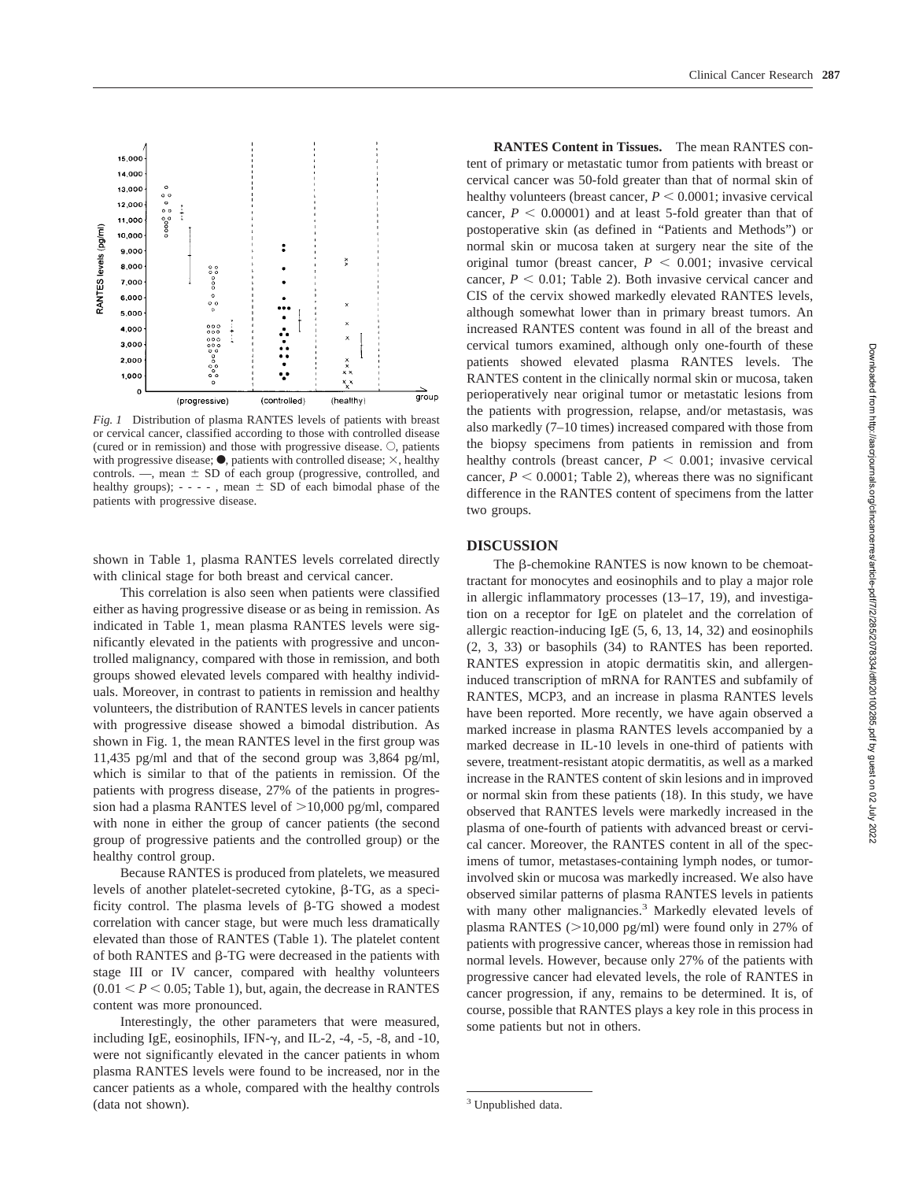*Fig. 1* Distribution of plasma RANTES levels of patients with breast or cervical cancer, classified according to those with controlled disease (cured or in remission) and those with progressive disease. ○, patients with progressive disease; ●, patients with controlled disease; ×, healthy controls. —, mean ± SD of each group (progressive, controlled, and healthy groups); - - - - , mean ± SD of each bimodal phase of the patients with progressive disease.

shown in Table 1, plasma RANTES levels correlated directly with clinical stage for both breast and cervical cancer.

This correlation is also seen when patients were classified either as having progressive disease or as being in remission. As indicated in Table 1, mean plasma RANTES levels were significantly elevated in the patients with progressive and uncontrolled malignancy, compared with those in remission, and both groups showed elevated levels compared with healthy individuals. Moreover, in contrast to patients in remission and healthy volunteers, the distribution of RANTES levels in cancer patients with progressive disease showed a bimodal distribution. As shown in Fig. 1, the mean RANTES level in the first group was 11,435 pg/ml and that of the second group was 3,864 pg/ml, which is similar to that of the patients in remission. Of the patients with progress disease, 27% of the patients in progression had a plasma RANTES level of >10,000 pg/ml, compared with none in either the group of cancer patients (the second group of progressive patients and the controlled group) or the healthy control group.

Because RANTES is produced from platelets, we measured levels of another platelet-secreted cytokine, β-TG, as a specificity control. The plasma levels of β-TG showed a modest correlation with cancer stage, but were much less dramatically elevated than those of RANTES (Table 1). The platelet content of both RANTES and β-TG were decreased in the patients with stage III or IV cancer, compared with healthy volunteers ($0.01 < P < 0.05$; Table 1), but, again, the decrease in RANTES content was more pronounced.

Interestingly, the other parameters that were measured, including IgE, eosinophils, IFN-γ, and IL-2, -4, -5, -8, and -10, were not significantly elevated in the cancer patients in whom plasma RANTES levels were found to be increased, nor in the cancer patients as a whole, compared with the healthy controls (data not shown).

**RANTES Content in Tissues.** The mean RANTES content of primary or metastatic tumor from patients with breast or cervical cancer was 50-fold greater than that of normal skin of healthy volunteers (breast cancer, $P < 0.0001$; invasive cervical cancer, $P < 0.00001$) and at least 5-fold greater than that of postoperative skin (as defined in "Patients and Methods") or normal skin or mucosa taken at surgery near the site of the original tumor (breast cancer, $P < 0.001$; invasive cervical cancer, $P < 0.01$; Table 2). Both invasive cervical cancer and CIS of the cervix showed markedly elevated RANTES levels, although somewhat lower than in primary breast tumors. An increased RANTES content was found in all of the breast and cervical tumors examined, although only one-fourth of these patients showed elevated plasma RANTES levels. The RANTES content in the clinically normal skin or mucosa, taken perioperatively near original tumor or metastatic lesions from the patients with progression, relapse, and/or metastasis, was also markedly (7–10 times) increased compared with those from the biopsy specimens from patients in remission and from healthy controls (breast cancer, $P < 0.001$; invasive cervical cancer, $P < 0.0001$; Table 2), whereas there was no significant difference in the RANTES content of specimens from the latter two groups.

## DISCUSSION

The β-chemokine RANTES is now known to be chemoattractant for monocytes and eosinophils and to play a major role in allergic inflammatory processes (13–17, 19), and investigation on a receptor for IgE on platelet and the correlation of allergic reaction-inducing IgE (5, 6, 13, 14, 32) and eosinophils (2, 3, 33) or basophils (34) to RANTES has been reported. RANTES expression in atopic dermatitis skin, and allergen-induced transcription of mRNA for RANTES and subfamily of RANTES, MCP3, and an increase in plasma RANTES levels have been reported. More recently, we have again observed a marked increase in plasma RANTES levels accompanied by a marked decrease in IL-10 levels in one-third of patients with severe, treatment-resistant atopic dermatitis, as well as a marked increase in the RANTES content of skin lesions and in improved or normal skin from these patients (18). In this study, we have observed that RANTES levels were markedly increased in the plasma of one-fourth of patients with advanced breast or cervical cancer. Moreover, the RANTES content in all of the specimens of tumor, metastases-containing lymph nodes, or tumor-involved skin or mucosa was markedly increased. We also have observed similar patterns of plasma RANTES levels in patients with many other malignancies.[3] Markedly elevated levels of plasma RANTES (>10,000 pg/ml) were found only in 27% of patients with progressive cancer, whereas those in remission had normal levels. However, because only 27% of the patients with progressive cancer had elevated levels, the role of RANTES in cancer progression, if any, remains to be determined. It is, of course, possible that RANTES plays a key role in this process in some patients but not in others.

[3] Unpublished data.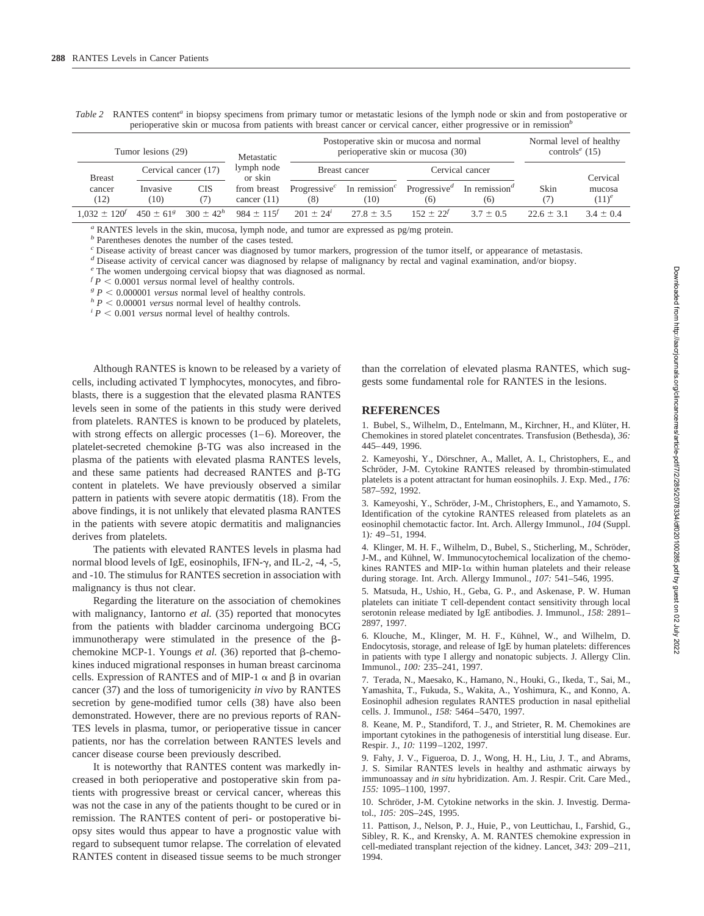*Table 2* RANTES content[a] in biopsy specimens from primary tumor or metastatic lesions of the lymph node or skin and from postoperative or perioperative skin or mucosa from patients with breast cancer or cervical cancer, either progressive or in remission[b]

| Tumor lesions (29) | | | Metastatic lymph node or skin | Postoperative skin or mucosa and normal perioperative skin or mucosa (30) | | | | Normal level of healthy controls[e] (15) | |
|---|---|---|---|---|---|---|---|---|---|
| Breast cancer (12) | Cervical cancer (17) | | from breast cancer (11) | Breast cancer | | Cervical cancer | | Skin (7) | Cervical mucosa (11)[e] |
| | Invasive (10) | CIS (7) | | Progressive[c] (8) | In remission[c] (10) | Progressive[d] (6) | In remission[d] (6) | | |
| $1{,}032 \pm 120$[f] | $450 \pm 61$[g] | $300 \pm 42$[h] | $984 \pm 115$[f] | $201 \pm 24$[i] | $27.8 \pm 3.5$ | $152 \pm 22$[f] | $3.7 \pm 0.5$ | $22.6 \pm 3.1$ | $3.4 \pm 0.4$ |

[a] RANTES levels in the skin, mucosa, lymph node, and tumor are expressed as pg/mg protein.
[b] Parentheses denotes the number of the cases tested.
[c] Disease activity of breast cancer was diagnosed by tumor markers, progression of the tumor itself, or appearance of metastasis.
[d] Disease activity of cervical cancer was diagnosed by relapse of malignancy by rectal and vaginal examination, and/or biopsy.
[e] The women undergoing cervical biopsy that was diagnosed as normal.
[f] $P < 0.0001$ *versus* normal level of healthy controls.
[g] $P < 0.000001$ *versus* normal level of healthy controls.
[h] $P < 0.00001$ *versus* normal level of healthy controls.
[i] $P < 0.001$ *versus* normal level of healthy controls.

Although RANTES is known to be released by a variety of cells, including activated T lymphocytes, monocytes, and fibroblasts, there is a suggestion that the elevated plasma RANTES levels seen in some of the patients in this study were derived from platelets. RANTES is known to be produced by platelets, with strong effects on allergic processes (1–6). Moreover, the platelet-secreted chemokine β-TG was also increased in the plasma of the patients with elevated plasma RANTES levels, and these same patients had decreased RANTES and β-TG content in platelets. We have previously observed a similar pattern in patients with severe atopic dermatitis (18). From the above findings, it is not unlikely that elevated plasma RANTES in the patients with severe atopic dermatitis and malignancies derives from platelets.

The patients with elevated RANTES levels in plasma had normal blood levels of IgE, eosinophils, IFN-γ, and IL-2, -4, -5, and -10. The stimulus for RANTES secretion in association with malignancy is thus not clear.

Regarding the literature on the association of chemokines with malignancy, Iantorno *et al.* (35) reported that monocytes from the patients with bladder carcinoma undergoing BCG immunotherapy were stimulated in the presence of the β-chemokine MCP-1. Youngs *et al.* (36) reported that β-chemokines induced migrational responses in human breast carcinoma cells. Expression of RANTES and of MIP-1 α and β in ovarian cancer (37) and the loss of tumorigenicity *in vivo* by RANTES secretion by gene-modified tumor cells (38) have also been demonstrated. However, there are no previous reports of RANTES levels in plasma, tumor, or perioperative tissue in cancer patients, nor has the correlation between RANTES levels and cancer disease course been previously described.

It is noteworthy that RANTES content was markedly increased in both perioperative and postoperative skin from patients with progressive breast or cervical cancer, whereas this was not the case in any of the patients thought to be cured or in remission. The RANTES content of peri- or postoperative biopsy sites would thus appear to have a prognostic value with regard to subsequent tumor relapse. The correlation of elevated RANTES content in diseased tissue seems to be much stronger than the correlation of elevated plasma RANTES, which suggests some fundamental role for RANTES in the lesions.

## REFERENCES

1. Bubel, S., Wilhelm, D., Entelmann, M., Kirchner, H., and Klüter, H. Chemokines in stored platelet concentrates. Transfusion (Bethesda), *36:* 445–449, 1996.

2. Kameyoshi, Y., Dörschner, A., Mallet, A. I., Christophers, E., and Schröder, J-M. Cytokine RANTES released by thrombin-stimulated platelets is a potent attractant for human eosinophils. J. Exp. Med., *176:* 587–592, 1992.

3. Kameyoshi, Y., Schröder, J-M., Christophers, E., and Yamamoto, S. Identification of the cytokine RANTES released from platelets as an eosinophil chemotactic factor. Int. Arch. Allergy Immunol., *104* (Suppl. 1)*:* 49–51, 1994.

4. Klinger, M. H. F., Wilhelm, D., Bubel, S., Sticherling, M., Schröder, J-M., and Kühnel, W. Immunocytochemical localization of the chemokines RANTES and MIP-1α within human platelets and their release during storage. Int. Arch. Allergy Immunol., *107:* 541–546, 1995.

5. Matsuda, H., Ushio, H., Geba, G. P., and Askenase, P. W. Human platelets can initiate T cell-dependent contact sensitivity through local serotonin release mediated by IgE antibodies. J. Immunol., *158:* 2891–2897, 1997.

6. Klouche, M., Klinger, M. H. F., Kühnel, W., and Wilhelm, D. Endocytosis, storage, and release of IgE by human platelets: differences in patients with type I allergy and nonatopic subjects. J. Allergy Clin. Immunol., *100:* 235–241, 1997.

7. Terada, N., Maesako, K., Hamano, N., Houki, G., Ikeda, T., Sai, M., Yamashita, T., Fukuda, S., Wakita, A., Yoshimura, K., and Konno, A. Eosinophil adhesion regulates RANTES production in nasal epithelial cells. J. Immunol., *158:* 5464–5470, 1997.

8. Keane, M. P., Standiford, T. J., and Strieter, R. M. Chemokines are important cytokines in the pathogenesis of interstitial lung disease. Eur. Respir. J., *10:* 1199–1202, 1997.

9. Fahy, J. V., Figueroa, D. J., Wong, H. H., Liu, J. T., and Abrams, J. S. Similar RANTES levels in healthy and asthmatic airways by immunoassay and *in situ* hybridization. Am. J. Respir. Crit. Care Med., *155:* 1095–1100, 1997.

10. Schröder, J-M. Cytokine networks in the skin. J. Investig. Dermatol., *105:* 20S–24S, 1995.

11. Pattison, J., Nelson, P. J., Huie, P., von Leuttichau, I., Farshid, G., Sibley, R. K., and Krensky, A. M. RANTES chemokine expression in cell-mediated transplant rejection of the kidney. Lancet, *343:* 209–211, 1994.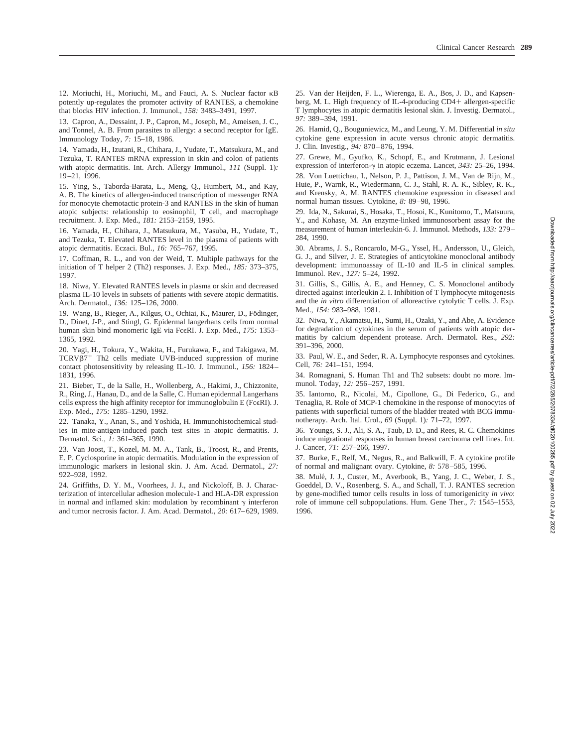12. Moriuchi, H., Moriuchi, M., and Fauci, A. S. Nuclear factor κB potently up-regulates the promoter activity of RANTES, a chemokine that blocks HIV infection. J. Immunol., *158:* 3483–3491, 1997.

13. Capron, A., Dessaint, J. P., Capron, M., Joseph, M., Ameisen, J. C., and Tonnel, A. B. From parasites to allergy: a second receptor for IgE. Immunology Today, *7:* 15–18, 1986.

14. Yamada, H., Izutani, R., Chihara, J., Yudate, T., Matsukura, M., and Tezuka, T. RANTES mRNA expression in skin and colon of patients with atopic dermatitis. Int. Arch. Allergy Immunol., *111* (Suppl. 1)*:* 19–21, 1996.

15. Ying, S., Taborda-Barata, L., Meng, Q., Humbert, M., and Kay, A. B. The kinetics of allergen-induced transcription of messenger RNA for monocyte chemotactic protein-3 and RANTES in the skin of human atopic subjects: relationship to eosinophil, T cell, and macrophage recruitment. J. Exp. Med., *181:* 2153–2159, 1995.

16. Yamada, H., Chihara, J., Matsukura, M., Yasuba, H., Yudate, T., and Tezuka, T. Elevated RANTES level in the plasma of patients with atopic dermatitis. Eczaci. Bul., *16:* 765–767, 1995.

17. Coffman, R. L., and von der Weid, T. Multiple pathways for the initiation of T helper 2 (Th2) responses. J. Exp. Med., *185:* 373–375, 1997.

18. Niwa, Y. Elevated RANTES levels in plasma or skin and decreased plasma IL-10 levels in subsets of patients with severe atopic dermatitis. Arch. Dermatol., *136:* 125–126, 2000.

19. Wang, B., Rieger, A., Kilgus, O., Ochiai, K., Maurer, D., Födinger, D., Dinet, J-P., and Stingl, G. Epidermal langerhans cells from normal human skin bind monomeric IgE via FcεRI. J. Exp. Med., *175:* 1353–1365, 1992.

20. Yagi, H., Tokura, Y., Wakita, H., Furukawa, F., and Takigawa, M. TCRV$\beta 7^+$ Th2 cells mediate UVB-induced suppression of murine contact photosensitivity by releasing IL-10. J. Immunol., *156:* 1824–1831, 1996.

21. Bieber, T., de la Salle, H., Wollenberg, A., Hakimi, J., Chizzonite, R., Ring, J., Hanau, D., and de la Salle, C. Human epidermal Langerhans cells express the high affinity receptor for immunoglobulin E (FcεRI). J. Exp. Med., *175:* 1285–1290, 1992.

22. Tanaka, Y., Anan, S., and Yoshida, H. Immunohistochemical studies in mite-antigen-induced patch test sites in atopic dermatitis. J. Dermatol. Sci., *1:* 361–365, 1990.

23. Van Joost, T., Kozel, M. M. A., Tank, B., Troost, R., and Prents, E. P. Cyclosporine in atopic dermatitis. Modulation in the expression of immunologic markers in lesional skin. J. Am. Acad. Dermatol., *27:* 922–928, 1992.

24. Griffiths, D. Y. M., Voorhees, J. J., and Nickoloff, B. J. Characterization of intercellular adhesion molecule-1 and HLA-DR expression in normal and inflamed skin: modulation by recombinant γ interferon and tumor necrosis factor. J. Am. Acad. Dermatol., *20:* 617–629, 1989.

25. Van der Heijden, F. L., Wierenga, E. A., Bos, J. D., and Kapsenberg, M. L. High frequency of IL-4-producing CD4+ allergen-specific T lymphocytes in atopic dermatitis lesional skin. J. Investig. Dermatol., *97:* 389–394, 1991.

26. Hamid, Q., Bouguniewicz, M., and Leung, Y. M. Differential *in situ* cytokine gene expression in acute versus chronic atopic dermatitis. J. Clin. Investig., *94:* 870–876, 1994.

27. Grewe, M., Gyufko, K., Schopf, E., and Krutmann, J. Lesional expression of interferon-γ in atopic eczema. Lancet, *343:* 25–26, 1994.

28. Von Luettichau, I., Nelson, P. J., Pattison, J. M., Van de Rijn, M., Huie, P., Warnk, R., Wiedermann, C. J., Stahl, R. A. K., Sibley, R. K., and Krensky, A. M. RANTES chemokine expression in diseased and normal human tissues. Cytokine, *8:* 89–98, 1996.

29. Ida, N., Sakurai, S., Hosaka, T., Hosoi, K., Kunitomo, T., Matsuura, Y., and Kohase, M. An enzyme-linked immunosorbent assay for the measurement of human interleukin-6. J. Immunol. Methods, *133:* 279–284, 1990.

30. Abrams, J. S., Roncarolo, M-G., Yssel, H., Andersson, U., Gleich, G. J., and Silver, J. E. Strategies of anticytokine monoclonal antibody development: immunoassay of IL-10 and IL-5 in clinical samples. Immunol. Rev., *127:* 5–24, 1992.

31. Gillis, S., Gillis, A. E., and Henney, C. S. Monoclonal antibody directed against interleukin 2. I. Inhibition of T lymphocyte mitogenesis and the *in vitro* differentiation of alloreactive cytolytic T cells. J. Exp. Med., *154:* 983–988, 1981.

32. Niwa, Y., Akamatsu, H., Sumi, H., Ozaki, Y., and Abe, A. Evidence for degradation of cytokines in the serum of patients with atopic dermatitis by calcium dependent protease. Arch. Dermatol. Res., *292:* 391–396, 2000.

33. Paul, W. E., and Seder, R. A. Lymphocyte responses and cytokines. Cell, *76:* 241–151, 1994.

34. Romagnani, S. Human Th1 and Th2 subsets: doubt no more. Immunol. Today, *12:* 256–257, 1991.

35. Iantorno, R., Nicolai, M., Cipollone, G., Di Federico, G., and Tenaglia, R. Role of MCP-1 chemokine in the response of monocytes of patients with superficial tumors of the bladder treated with BCG immunotherapy. Arch. Ital. Urol., *69* (Suppl. 1)*:* 71–72, 1997.

36. Youngs, S. J., Ali, S. A., Taub, D. D., and Rees, R. C. Chemokines induce migrational responses in human breast carcinoma cell lines. Int. J. Cancer, *71:* 257–266, 1997.

37. Burke, F., Relf, M., Negus, R., and Balkwill, F. A cytokine profile of normal and malignant ovary. Cytokine, *8:* 578–585, 1996.

38. Mulé, J. J., Custer, M., Averbook, B., Yang, J. C., Weber, J. S., Goeddel, D. V., Rosenberg, S. A., and Schall, T. J. RANTES secretion by gene-modified tumor cells results in loss of tumorigenicity *in vivo*: role of immune cell subpopulations. Hum. Gene Ther., *7:* 1545–1553, 1996.